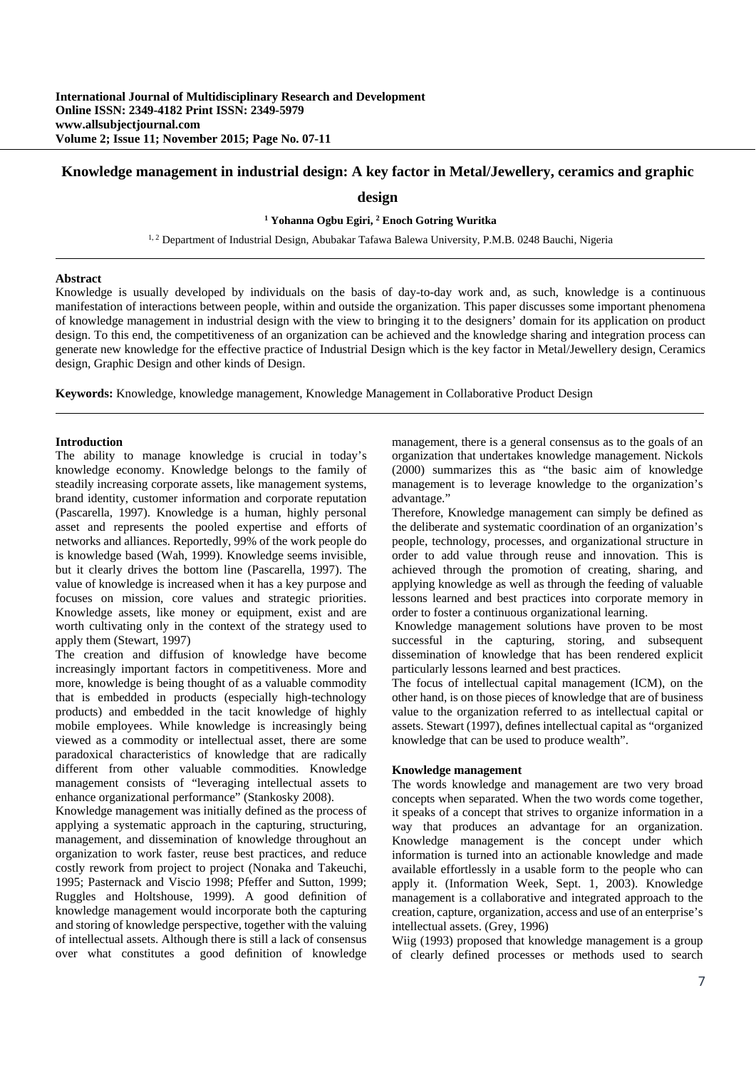# Knowledge management in industrial design: A key factor in Metal/Jewellery, ceramics and graphic design

**[1] Yohanna Ogbu Egiri, [2] Enoch Gotring Wuritka**

[1, 2] Department of Industrial Design, Abubakar Tafawa Balewa University, P.M.B. 0248 Bauchi, Nigeria

### Abstract

Knowledge is usually developed by individuals on the basis of day-to-day work and, as such, knowledge is a continuous manifestation of interactions between people, within and outside the organization. This paper discusses some important phenomena of knowledge management in industrial design with the view to bringing it to the designers' domain for its application on product design. To this end, the competitiveness of an organization can be achieved and the knowledge sharing and integration process can generate new knowledge for the effective practice of Industrial Design which is the key factor in Metal/Jewellery design, Ceramics design, Graphic Design and other kinds of Design.

**Keywords:** Knowledge, knowledge management, Knowledge Management in Collaborative Product Design

### Introduction

The ability to manage knowledge is crucial in today's knowledge economy. Knowledge belongs to the family of steadily increasing corporate assets, like management systems, brand identity, customer information and corporate reputation (Pascarella, 1997). Knowledge is a human, highly personal asset and represents the pooled expertise and efforts of networks and alliances. Reportedly, 99% of the work people do is knowledge based (Wah, 1999). Knowledge seems invisible, but it clearly drives the bottom line (Pascarella, 1997). The value of knowledge is increased when it has a key purpose and focuses on mission, core values and strategic priorities. Knowledge assets, like money or equipment, exist and are worth cultivating only in the context of the strategy used to apply them (Stewart, 1997)

The creation and diffusion of knowledge have become increasingly important factors in competitiveness. More and more, knowledge is being thought of as a valuable commodity that is embedded in products (especially high-technology products) and embedded in the tacit knowledge of highly mobile employees. While knowledge is increasingly being viewed as a commodity or intellectual asset, there are some paradoxical characteristics of knowledge that are radically different from other valuable commodities. Knowledge management consists of "leveraging intellectual assets to enhance organizational performance" (Stankosky 2008).

Knowledge management was initially defined as the process of applying a systematic approach in the capturing, structuring, management, and dissemination of knowledge throughout an organization to work faster, reuse best practices, and reduce costly rework from project to project (Nonaka and Takeuchi, 1995; Pasternack and Viscio 1998; Pfeffer and Sutton, 1999; Ruggles and Holtshouse, 1999). A good definition of knowledge management would incorporate both the capturing and storing of knowledge perspective, together with the valuing of intellectual assets. Although there is still a lack of consensus over what constitutes a good definition of knowledge management, there is a general consensus as to the goals of an organization that undertakes knowledge management. Nickols (2000) summarizes this as "the basic aim of knowledge management is to leverage knowledge to the organization's advantage."

Therefore, Knowledge management can simply be defined as the deliberate and systematic coordination of an organization's people, technology, processes, and organizational structure in order to add value through reuse and innovation. This is achieved through the promotion of creating, sharing, and applying knowledge as well as through the feeding of valuable lessons learned and best practices into corporate memory in order to foster a continuous organizational learning.

Knowledge management solutions have proven to be most successful in the capturing, storing, and subsequent dissemination of knowledge that has been rendered explicit particularly lessons learned and best practices.

The focus of intellectual capital management (ICM), on the other hand, is on those pieces of knowledge that are of business value to the organization referred to as intellectual capital or assets. Stewart (1997), defines intellectual capital as "organized knowledge that can be used to produce wealth".

### Knowledge management

The words knowledge and management are two very broad concepts when separated. When the two words come together, it speaks of a concept that strives to organize information in a way that produces an advantage for an organization. Knowledge management is the concept under which information is turned into an actionable knowledge and made available effortlessly in a usable form to the people who can apply it. (Information Week, Sept. 1, 2003). Knowledge management is a collaborative and integrated approach to the creation, capture, organization, access and use of an enterprise's intellectual assets. (Grey, 1996)

Wiig (1993) proposed that knowledge management is a group of clearly defined processes or methods used to search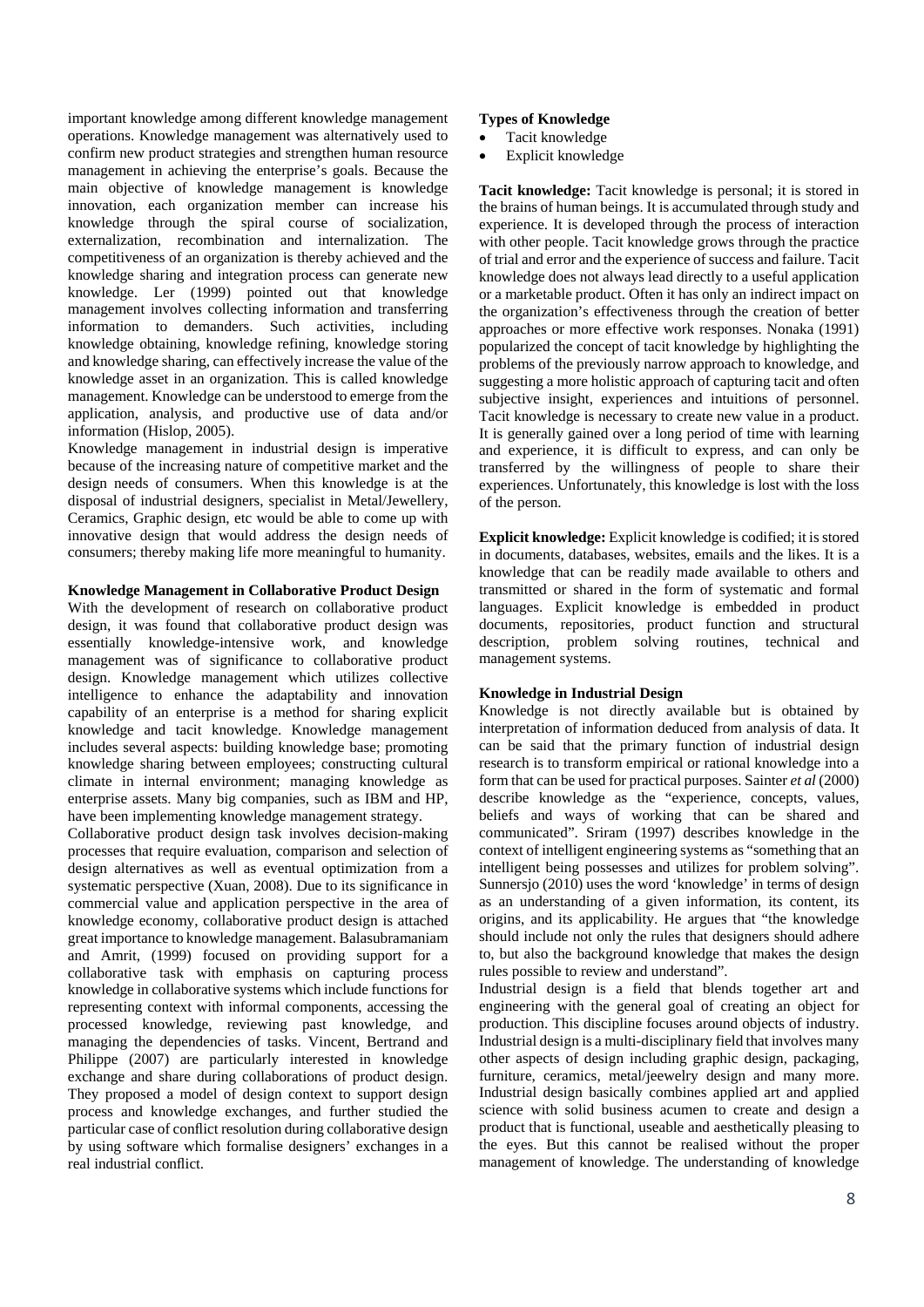important knowledge among different knowledge management operations. Knowledge management was alternatively used to confirm new product strategies and strengthen human resource management in achieving the enterprise's goals. Because the main objective of knowledge management is knowledge innovation, each organization member can increase his knowledge through the spiral course of socialization, externalization, recombination and internalization. The competitiveness of an organization is thereby achieved and the knowledge sharing and integration process can generate new knowledge. Ler (1999) pointed out that knowledge management involves collecting information and transferring information to demanders. Such activities, including knowledge obtaining, knowledge refining, knowledge storing and knowledge sharing, can effectively increase the value of the knowledge asset in an organization. This is called knowledge management. Knowledge can be understood to emerge from the application, analysis, and productive use of data and/or information (Hislop, 2005).

Knowledge management in industrial design is imperative because of the increasing nature of competitive market and the design needs of consumers. When this knowledge is at the disposal of industrial designers, specialist in Metal/Jewellery, Ceramics, Graphic design, etc would be able to come up with innovative design that would address the design needs of consumers; thereby making life more meaningful to humanity.

**Knowledge Management in Collaborative Product Design**

With the development of research on collaborative product design, it was found that collaborative product design was essentially knowledge-intensive work, and knowledge management was of significance to collaborative product design. Knowledge management which utilizes collective intelligence to enhance the adaptability and innovation capability of an enterprise is a method for sharing explicit knowledge and tacit knowledge. Knowledge management includes several aspects: building knowledge base; promoting knowledge sharing between employees; constructing cultural climate in internal environment; managing knowledge as enterprise assets. Many big companies, such as IBM and HP, have been implementing knowledge management strategy.

Collaborative product design task involves decision-making processes that require evaluation, comparison and selection of design alternatives as well as eventual optimization from a systematic perspective (Xuan, 2008). Due to its significance in commercial value and application perspective in the area of knowledge economy, collaborative product design is attached great importance to knowledge management. Balasubramaniam and Amrit, (1999) focused on providing support for a collaborative task with emphasis on capturing process knowledge in collaborative systems which include functions for representing context with informal components, accessing the processed knowledge, reviewing past knowledge, and managing the dependencies of tasks. Vincent, Bertrand and Philippe (2007) are particularly interested in knowledge exchange and share during collaborations of product design. They proposed a model of design context to support design process and knowledge exchanges, and further studied the particular case of conflict resolution during collaborative design by using software which formalise designers' exchanges in a real industrial conflict.

**Types of Knowledge**

- Tacit knowledge
- Explicit knowledge

**Tacit knowledge:** Tacit knowledge is personal; it is stored in the brains of human beings. It is accumulated through study and experience. It is developed through the process of interaction with other people. Tacit knowledge grows through the practice of trial and error and the experience of success and failure. Tacit knowledge does not always lead directly to a useful application or a marketable product. Often it has only an indirect impact on the organization's effectiveness through the creation of better approaches or more effective work responses. Nonaka (1991) popularized the concept of tacit knowledge by highlighting the problems of the previously narrow approach to knowledge, and suggesting a more holistic approach of capturing tacit and often subjective insight, experiences and intuitions of personnel. Tacit knowledge is necessary to create new value in a product. It is generally gained over a long period of time with learning and experience, it is difficult to express, and can only be transferred by the willingness of people to share their experiences. Unfortunately, this knowledge is lost with the loss of the person.

**Explicit knowledge:** Explicit knowledge is codified; it is stored in documents, databases, websites, emails and the likes. It is a knowledge that can be readily made available to others and transmitted or shared in the form of systematic and formal languages. Explicit knowledge is embedded in product documents, repositories, product function and structural description, problem solving routines, technical and management systems.

**Knowledge in Industrial Design**

Knowledge is not directly available but is obtained by interpretation of information deduced from analysis of data. It can be said that the primary function of industrial design research is to transform empirical or rational knowledge into a form that can be used for practical purposes. Sainter *et al* (2000) describe knowledge as the "experience, concepts, values, beliefs and ways of working that can be shared and communicated". Sriram (1997) describes knowledge in the context of intelligent engineering systems as "something that an intelligent being possesses and utilizes for problem solving". Sunnersjo (2010) uses the word 'knowledge' in terms of design as an understanding of a given information, its content, its origins, and its applicability. He argues that "the knowledge should include not only the rules that designers should adhere to, but also the background knowledge that makes the design rules possible to review and understand".

Industrial design is a field that blends together art and engineering with the general goal of creating an object for production. This discipline focuses around objects of industry. Industrial design is a multi-disciplinary field that involves many other aspects of design including graphic design, packaging, furniture, ceramics, metal/jeewelry design and many more. Industrial design basically combines applied art and applied science with solid business acumen to create and design a product that is functional, useable and aesthetically pleasing to the eyes. But this cannot be realised without the proper management of knowledge. The understanding of knowledge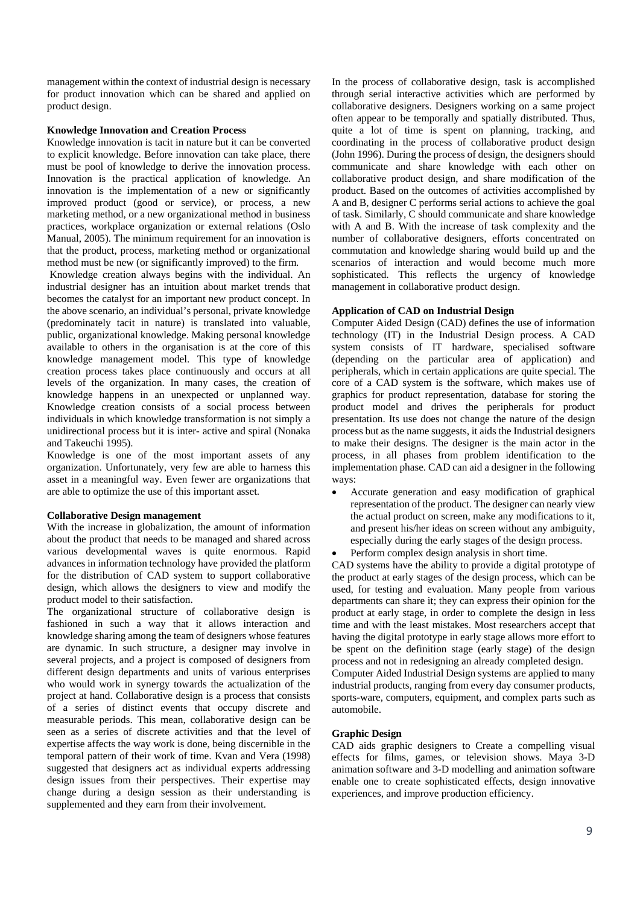management within the context of industrial design is necessary for product innovation which can be shared and applied on product design.

**Knowledge Innovation and Creation Process**

Knowledge innovation is tacit in nature but it can be converted to explicit knowledge. Before innovation can take place, there must be pool of knowledge to derive the innovation process. Innovation is the practical application of knowledge. An innovation is the implementation of a new or significantly improved product (good or service), or process, a new marketing method, or a new organizational method in business practices, workplace organization or external relations (Oslo Manual, 2005). The minimum requirement for an innovation is that the product, process, marketing method or organizational method must be new (or significantly improved) to the firm.

Knowledge creation always begins with the individual. An industrial designer has an intuition about market trends that becomes the catalyst for an important new product concept. In the above scenario, an individual's personal, private knowledge (predominately tacit in nature) is translated into valuable, public, organizational knowledge. Making personal knowledge available to others in the organisation is at the core of this knowledge management model. This type of knowledge creation process takes place continuously and occurs at all levels of the organization. In many cases, the creation of knowledge happens in an unexpected or unplanned way. Knowledge creation consists of a social process between individuals in which knowledge transformation is not simply a unidirectional process but it is inter- active and spiral (Nonaka and Takeuchi 1995).

Knowledge is one of the most important assets of any organization. Unfortunately, very few are able to harness this asset in a meaningful way. Even fewer are organizations that are able to optimize the use of this important asset.

**Collaborative Design management**

With the increase in globalization, the amount of information about the product that needs to be managed and shared across various developmental waves is quite enormous. Rapid advances in information technology have provided the platform for the distribution of CAD system to support collaborative design, which allows the designers to view and modify the product model to their satisfaction.

The organizational structure of collaborative design is fashioned in such a way that it allows interaction and knowledge sharing among the team of designers whose features are dynamic. In such structure, a designer may involve in several projects, and a project is composed of designers from different design departments and units of various enterprises who would work in synergy towards the actualization of the project at hand. Collaborative design is a process that consists of a series of distinct events that occupy discrete and measurable periods. This mean, collaborative design can be seen as a series of discrete activities and that the level of expertise affects the way work is done, being discernible in the temporal pattern of their work of time. Kvan and Vera (1998) suggested that designers act as individual experts addressing design issues from their perspectives. Their expertise may change during a design session as their understanding is supplemented and they earn from their involvement.

In the process of collaborative design, task is accomplished through serial interactive activities which are performed by collaborative designers. Designers working on a same project often appear to be temporally and spatially distributed. Thus, quite a lot of time is spent on planning, tracking, and coordinating in the process of collaborative product design (John 1996). During the process of design, the designers should communicate and share knowledge with each other on collaborative product design, and share modification of the product. Based on the outcomes of activities accomplished by A and B, designer C performs serial actions to achieve the goal of task. Similarly, C should communicate and share knowledge with A and B. With the increase of task complexity and the number of collaborative designers, efforts concentrated on commutation and knowledge sharing would build up and the scenarios of interaction and would become much more sophisticated. This reflects the urgency of knowledge management in collaborative product design.

**Application of CAD on Industrial Design**

Computer Aided Design (CAD) defines the use of information technology (IT) in the Industrial Design process. A CAD system consists of IT hardware, specialised software (depending on the particular area of application) and peripherals, which in certain applications are quite special. The core of a CAD system is the software, which makes use of graphics for product representation, database for storing the product model and drives the peripherals for product presentation. Its use does not change the nature of the design process but as the name suggests, it aids the Industrial designers to make their designs. The designer is the main actor in the process, in all phases from problem identification to the implementation phase. CAD can aid a designer in the following ways:

- Accurate generation and easy modification of graphical representation of the product. The designer can nearly view the actual product on screen, make any modifications to it, and present his/her ideas on screen without any ambiguity, especially during the early stages of the design process.
- Perform complex design analysis in short time.

CAD systems have the ability to provide a digital prototype of the product at early stages of the design process, which can be used, for testing and evaluation. Many people from various departments can share it; they can express their opinion for the product at early stage, in order to complete the design in less time and with the least mistakes. Most researchers accept that having the digital prototype in early stage allows more effort to be spent on the definition stage (early stage) of the design process and not in redesigning an already completed design.

Computer Aided Industrial Design systems are applied to many industrial products, ranging from every day consumer products, sports-ware, computers, equipment, and complex parts such as automobile.

**Graphic Design**

CAD aids graphic designers to Create a compelling visual effects for films, games, or television shows. Maya 3-D animation software and 3-D modelling and animation software enable one to create sophisticated effects, design innovative experiences, and improve production efficiency.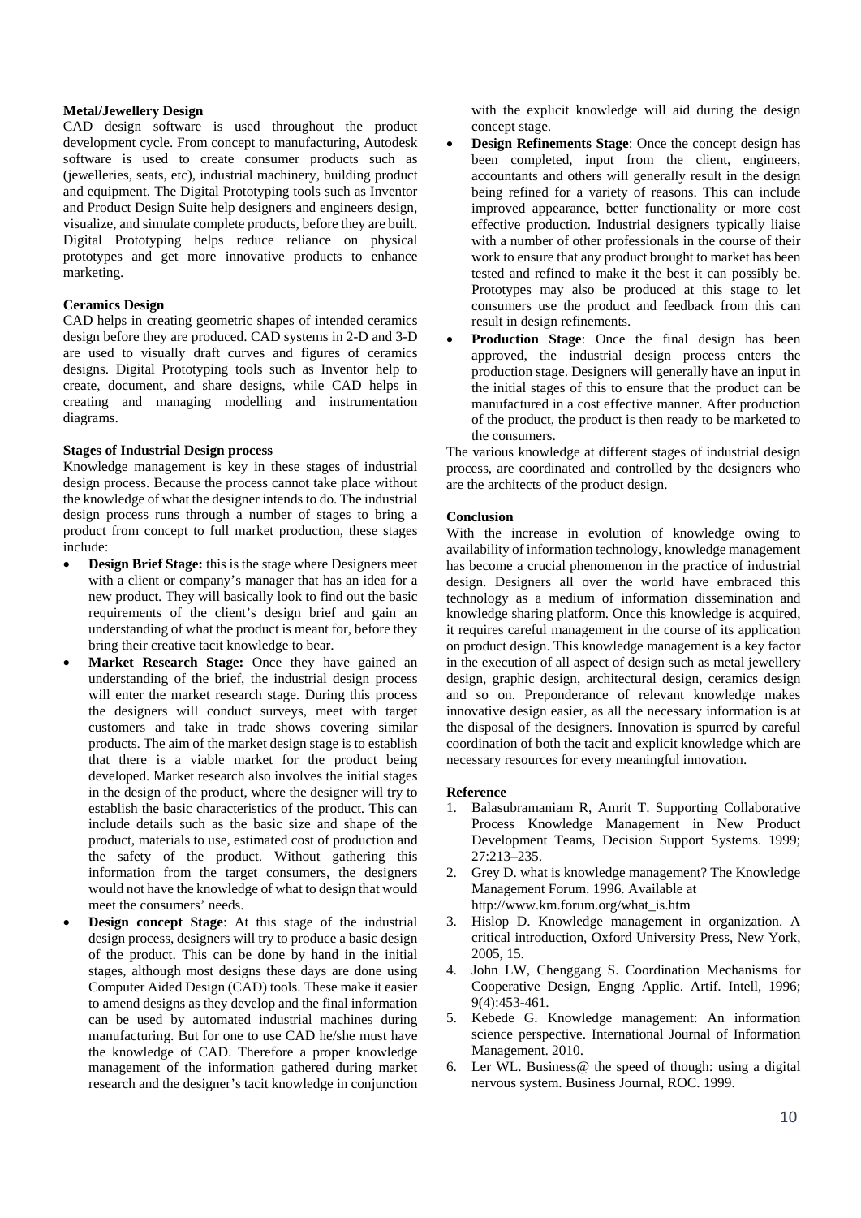**Metal/Jewellery Design**

CAD design software is used throughout the product development cycle. From concept to manufacturing, Autodesk software is used to create consumer products such as (jewelleries, seats, etc), industrial machinery, building product and equipment. The Digital Prototyping tools such as Inventor and Product Design Suite help designers and engineers design, visualize, and simulate complete products, before they are built. Digital Prototyping helps reduce reliance on physical prototypes and get more innovative products to enhance marketing.

**Ceramics Design**

CAD helps in creating geometric shapes of intended ceramics design before they are produced. CAD systems in 2-D and 3-D are used to visually draft curves and figures of ceramics designs. Digital Prototyping tools such as Inventor help to create, document, and share designs, while CAD helps in creating and managing modelling and instrumentation diagrams.

**Stages of Industrial Design process**

Knowledge management is key in these stages of industrial design process. Because the process cannot take place without the knowledge of what the designer intends to do. The industrial design process runs through a number of stages to bring a product from concept to full market production, these stages include:

- **Design Brief Stage:** this is the stage where Designers meet with a client or company's manager that has an idea for a new product. They will basically look to find out the basic requirements of the client's design brief and gain an understanding of what the product is meant for, before they bring their creative tacit knowledge to bear.
- **Market Research Stage:** Once they have gained an understanding of the brief, the industrial design process will enter the market research stage. During this process the designers will conduct surveys, meet with target customers and take in trade shows covering similar products. The aim of the market design stage is to establish that there is a viable market for the product being developed. Market research also involves the initial stages in the design of the product, where the designer will try to establish the basic characteristics of the product. This can include details such as the basic size and shape of the product, materials to use, estimated cost of production and the safety of the product. Without gathering this information from the target consumers, the designers would not have the knowledge of what to design that would meet the consumers' needs.
- **Design concept Stage**: At this stage of the industrial design process, designers will try to produce a basic design of the product. This can be done by hand in the initial stages, although most designs these days are done using Computer Aided Design (CAD) tools. These make it easier to amend designs as they develop and the final information can be used by automated industrial machines during manufacturing. But for one to use CAD he/she must have the knowledge of CAD. Therefore a proper knowledge management of the information gathered during market research and the designer's tacit knowledge in conjunction with the explicit knowledge will aid during the design concept stage.
- **Design Refinements Stage**: Once the concept design has been completed, input from the client, engineers, accountants and others will generally result in the design being refined for a variety of reasons. This can include improved appearance, better functionality or more cost effective production. Industrial designers typically liaise with a number of other professionals in the course of their work to ensure that any product brought to market has been tested and refined to make it the best it can possibly be. Prototypes may also be produced at this stage to let consumers use the product and feedback from this can result in design refinements.
- **Production Stage**: Once the final design has been approved, the industrial design process enters the production stage. Designers will generally have an input in the initial stages of this to ensure that the product can be manufactured in a cost effective manner. After production of the product, the product is then ready to be marketed to the consumers.

The various knowledge at different stages of industrial design process, are coordinated and controlled by the designers who are the architects of the product design.

**Conclusion**

With the increase in evolution of knowledge owing to availability of information technology, knowledge management has become a crucial phenomenon in the practice of industrial design. Designers all over the world have embraced this technology as a medium of information dissemination and knowledge sharing platform. Once this knowledge is acquired, it requires careful management in the course of its application on product design. This knowledge management is a key factor in the execution of all aspect of design such as metal jewellery design, graphic design, architectural design, ceramics design and so on. Preponderance of relevant knowledge makes innovative design easier, as all the necessary information is at the disposal of the designers. Innovation is spurred by careful coordination of both the tacit and explicit knowledge which are necessary resources for every meaningful innovation.

**Reference**

1. Balasubramaniam R, Amrit T. Supporting Collaborative Process Knowledge Management in New Product Development Teams, Decision Support Systems. 1999; 27:213–235.
2. Grey D. what is knowledge management? The Knowledge Management Forum. 1996. Available at http://www.km.forum.org/what_is.htm
3. Hislop D. Knowledge management in organization. A critical introduction, Oxford University Press, New York, 2005, 15.
4. John LW, Chenggang S. Coordination Mechanisms for Cooperative Design, Engng Applic. Artif. Intell, 1996; 9(4):453-461.
5. Kebede G. Knowledge management: An information science perspective. International Journal of Information Management. 2010.
6. Ler WL. Business@ the speed of though: using a digital nervous system. Business Journal, ROC. 1999.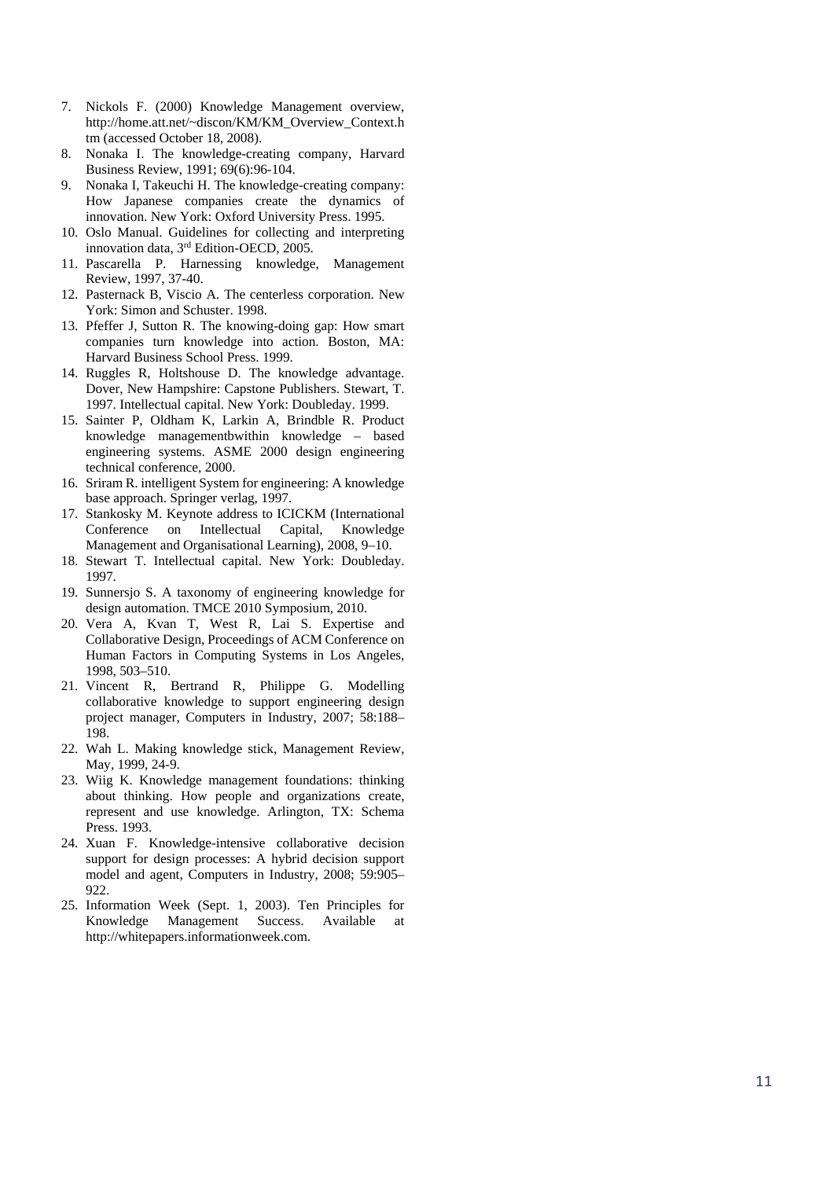7. Nickols F. (2000) Knowledge Management overview, http://home.att.net/~discon/KM/KM_Overview_Context.htm (accessed October 18, 2008).
8. Nonaka I. The knowledge-creating company, Harvard Business Review, 1991; 69(6):96-104.
9. Nonaka I, Takeuchi H. The knowledge-creating company: How Japanese companies create the dynamics of innovation. New York: Oxford University Press. 1995.
10. Oslo Manual. Guidelines for collecting and interpreting innovation data, 3rd Edition-OECD, 2005.
11. Pascarella P. Harnessing knowledge, Management Review, 1997, 37-40.
12. Pasternack B, Viscio A. The centerless corporation. New York: Simon and Schuster. 1998.
13. Pfeffer J, Sutton R. The knowing-doing gap: How smart companies turn knowledge into action. Boston, MA: Harvard Business School Press. 1999.
14. Ruggles R, Holtshouse D. The knowledge advantage. Dover, New Hampshire: Capstone Publishers. Stewart, T. 1997. Intellectual capital. New York: Doubleday. 1999.
15. Sainter P, Oldham K, Larkin A, Brindble R. Product knowledge managementbwithin knowledge – based engineering systems. ASME 2000 design engineering technical conference, 2000.
16. Sriram R. intelligent System for engineering: A knowledge base approach. Springer verlag, 1997.
17. Stankosky M. Keynote address to ICICKM (International Conference on Intellectual Capital, Knowledge Management and Organisational Learning), 2008, 9–10.
18. Stewart T. Intellectual capital. New York: Doubleday. 1997.
19. Sunnersjo S. A taxonomy of engineering knowledge for design automation. TMCE 2010 Symposium, 2010.
20. Vera A, Kvan T, West R, Lai S. Expertise and Collaborative Design, Proceedings of ACM Conference on Human Factors in Computing Systems in Los Angeles, 1998, 503–510.
21. Vincent R, Bertrand R, Philippe G. Modelling collaborative knowledge to support engineering design project manager, Computers in Industry, 2007; 58:188–198.
22. Wah L. Making knowledge stick, Management Review, May, 1999, 24-9.
23. Wiig K. Knowledge management foundations: thinking about thinking. How people and organizations create, represent and use knowledge. Arlington, TX: Schema Press. 1993.
24. Xuan F. Knowledge-intensive collaborative decision support for design processes: A hybrid decision support model and agent, Computers in Industry, 2008; 59:905–922.
25. Information Week (Sept. 1, 2003). Ten Principles for Knowledge Management Success. Available at http://whitepapers.informationweek.com.